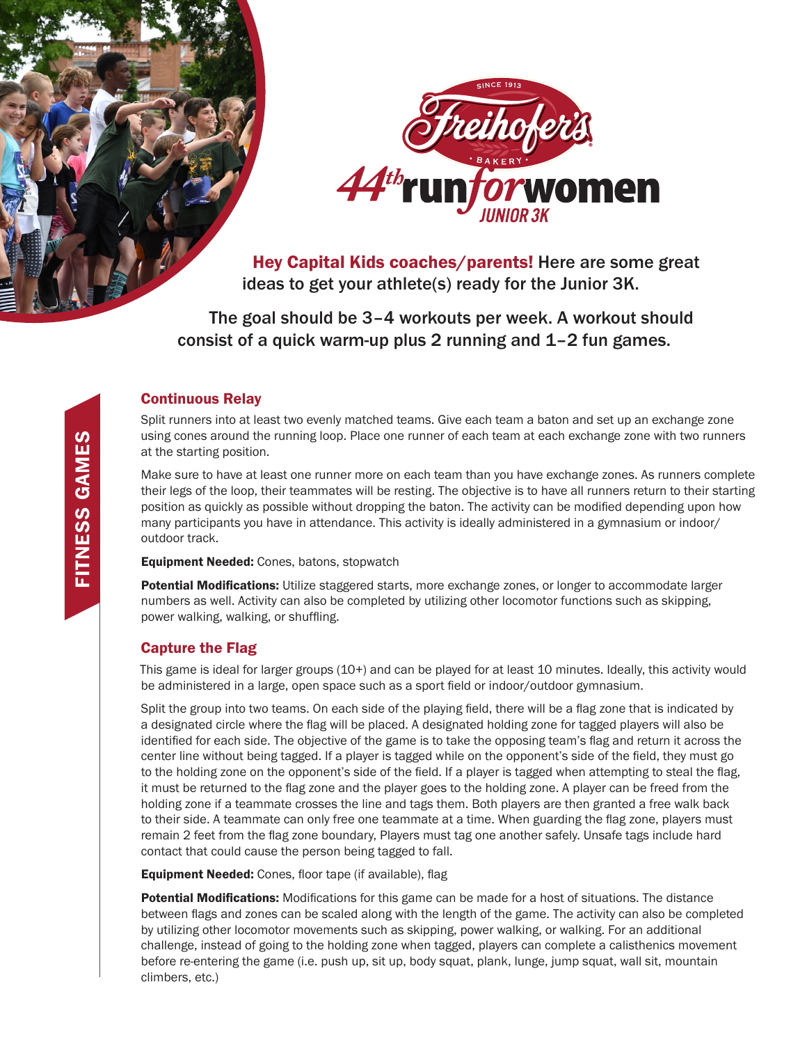SINCE 1913

Freihofer's

BAKERY

# 44th run for women

JUNIOR 3K

**Hey Capital Kids coaches/parents!** Here are some great ideas to get your athlete(s) ready for the Junior 3K.

The goal should be 3–4 workouts per week. A workout should consist of a quick warm-up plus 2 running and 1–2 fun games.

## FITNESS GAMES

### Continuous Relay

Split runners into at least two evenly matched teams. Give each team a baton and set up an exchange zone using cones around the running loop. Place one runner of each team at each exchange zone with two runners at the starting position.

Make sure to have at least one runner more on each team than you have exchange zones. As runners complete their legs of the loop, their teammates will be resting. The objective is to have all runners return to their starting position as quickly as possible without dropping the baton. The activity can be modified depending upon how many participants you have in attendance. This activity is ideally administered in a gymnasium or indoor/outdoor track.

**Equipment Needed:** Cones, batons, stopwatch

**Potential Modifications:** Utilize staggered starts, more exchange zones, or longer to accommodate larger numbers as well. Activity can also be completed by utilizing other locomotor functions such as skipping, power walking, walking, or shuffling.

### Capture the Flag

This game is ideal for larger groups (10+) and can be played for at least 10 minutes. Ideally, this activity would be administered in a large, open space such as a sport field or indoor/outdoor gymnasium.

Split the group into two teams. On each side of the playing field, there will be a flag zone that is indicated by a designated circle where the flag will be placed. A designated holding zone for tagged players will also be identified for each side. The objective of the game is to take the opposing team's flag and return it across the center line without being tagged. If a player is tagged while on the opponent's side of the field, they must go to the holding zone on the opponent's side of the field. If a player is tagged when attempting to steal the flag, it must be returned to the flag zone and the player goes to the holding zone. A player can be freed from the holding zone if a teammate crosses the line and tags them. Both players are then granted a free walk back to their side. A teammate can only free one teammate at a time. When guarding the flag zone, players must remain 2 feet from the flag zone boundary, Players must tag one another safely. Unsafe tags include hard contact that could cause the person being tagged to fall.

**Equipment Needed:** Cones, floor tape (if available), flag

**Potential Modifications:** Modifications for this game can be made for a host of situations. The distance between flags and zones can be scaled along with the length of the game. The activity can also be completed by utilizing other locomotor movements such as skipping, power walking, or walking. For an additional challenge, instead of going to the holding zone when tagged, players can complete a calisthenics movement before re-entering the game (i.e. push up, sit up, body squat, plank, lunge, jump squat, wall sit, mountain climbers, etc.)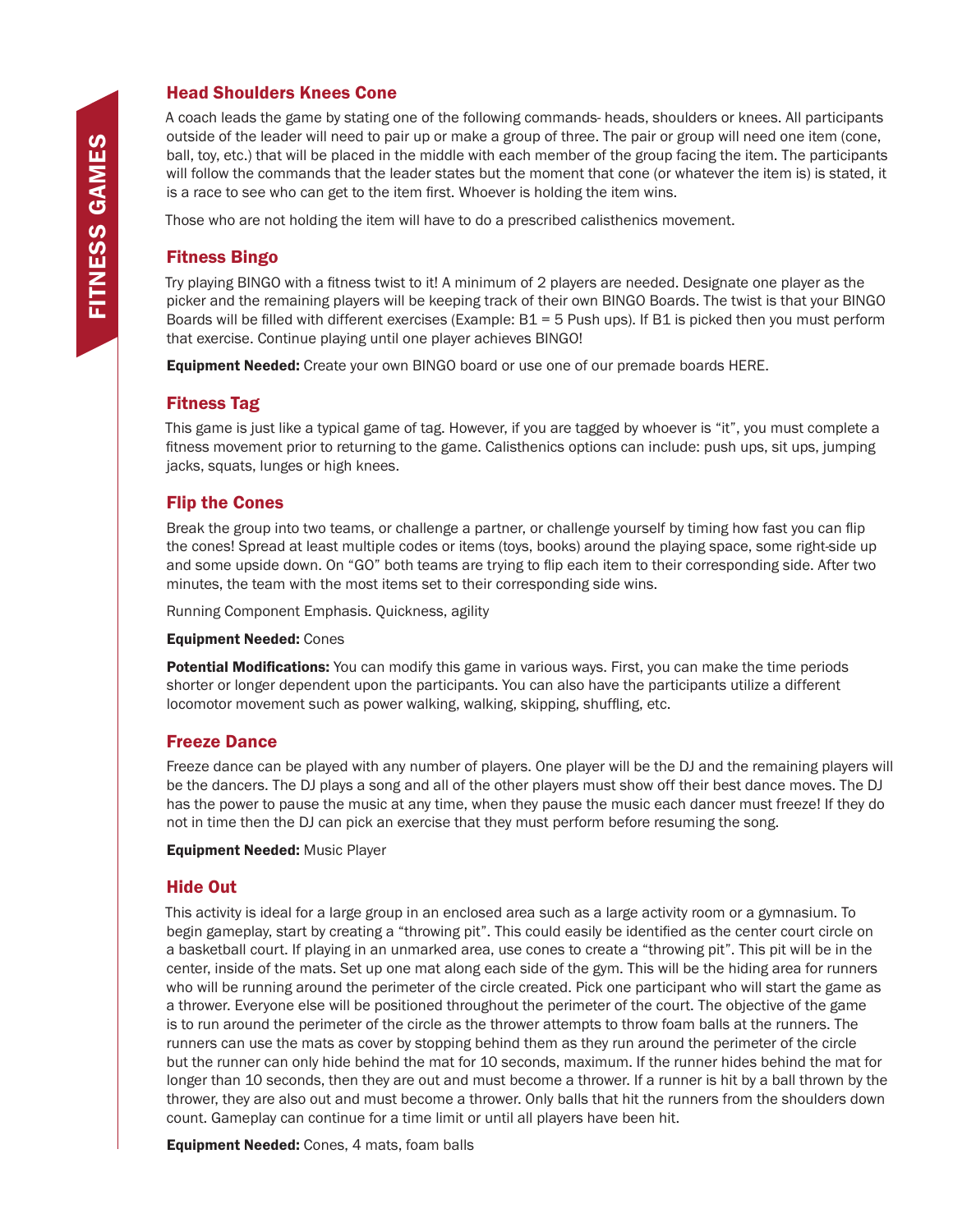## Head Shoulders Knees Cone

A coach leads the game by stating one of the following commands- heads, shoulders or knees. All participants outside of the leader will need to pair up or make a group of three. The pair or group will need one item (cone, ball, toy, etc.) that will be placed in the middle with each member of the group facing the item. The participants will follow the commands that the leader states but the moment that cone (or whatever the item is) is stated, it is a race to see who can get to the item first. Whoever is holding the item wins.

Those who are not holding the item will have to do a prescribed calisthenics movement.

## Fitness Bingo

Try playing BINGO with a fitness twist to it! A minimum of 2 players are needed. Designate one player as the picker and the remaining players will be keeping track of their own BINGO Boards. The twist is that your BINGO Boards will be filled with different exercises (Example: B1 = 5 Push ups). If B1 is picked then you must perform that exercise. Continue playing until one player achieves BINGO!

**Equipment Needed:** Create your own BINGO board or use one of our premade boards HERE.

## Fitness Tag

This game is just like a typical game of tag. However, if you are tagged by whoever is "it", you must complete a fitness movement prior to returning to the game. Calisthenics options can include: push ups, sit ups, jumping jacks, squats, lunges or high knees.

## Flip the Cones

Break the group into two teams, or challenge a partner, or challenge yourself by timing how fast you can flip the cones! Spread at least multiple codes or items (toys, books) around the playing space, some right-side up and some upside down. On "GO" both teams are trying to flip each item to their corresponding side. After two minutes, the team with the most items set to their corresponding side wins.

Running Component Emphasis. Quickness, agility

**Equipment Needed:** Cones

**Potential Modifications:** You can modify this game in various ways. First, you can make the time periods shorter or longer dependent upon the participants. You can also have the participants utilize a different locomotor movement such as power walking, walking, skipping, shuffling, etc.

## Freeze Dance

Freeze dance can be played with any number of players. One player will be the DJ and the remaining players will be the dancers. The DJ plays a song and all of the other players must show off their best dance moves. The DJ has the power to pause the music at any time, when they pause the music each dancer must freeze! If they do not in time then the DJ can pick an exercise that they must perform before resuming the song.

**Equipment Needed:** Music Player

## Hide Out

This activity is ideal for a large group in an enclosed area such as a large activity room or a gymnasium. To begin gameplay, start by creating a "throwing pit". This could easily be identified as the center court circle on a basketball court. If playing in an unmarked area, use cones to create a "throwing pit". This pit will be in the center, inside of the mats. Set up one mat along each side of the gym. This will be the hiding area for runners who will be running around the perimeter of the circle created. Pick one participant who will start the game as a thrower. Everyone else will be positioned throughout the perimeter of the court. The objective of the game is to run around the perimeter of the circle as the thrower attempts to throw foam balls at the runners. The runners can use the mats as cover by stopping behind them as they run around the perimeter of the circle but the runner can only hide behind the mat for 10 seconds, maximum. If the runner hides behind the mat for longer than 10 seconds, then they are out and must become a thrower. If a runner is hit by a ball thrown by the thrower, they are also out and must become a thrower. Only balls that hit the runners from the shoulders down count. Gameplay can continue for a time limit or until all players have been hit.

**Equipment Needed:** Cones, 4 mats, foam balls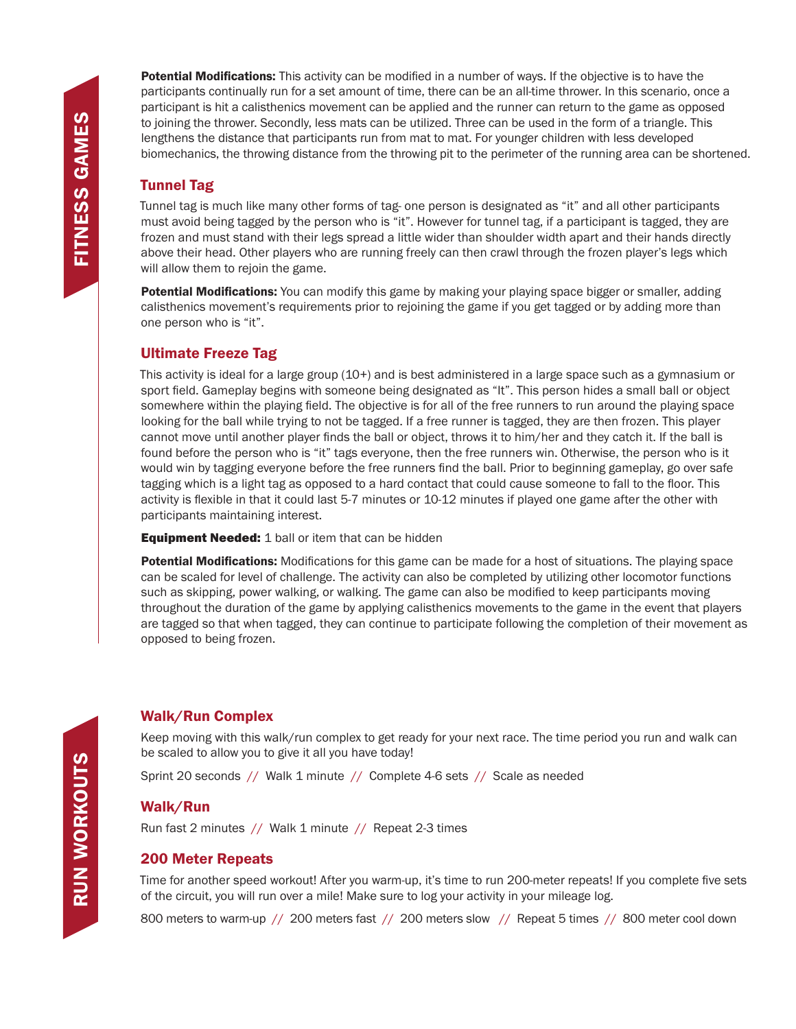# FITNESS GAMES

**Potential Modifications:** This activity can be modified in a number of ways. If the objective is to have the participants continually run for a set amount of time, there can be an all-time thrower. In this scenario, once a participant is hit a calisthenics movement can be applied and the runner can return to the game as opposed to joining the thrower. Secondly, less mats can be utilized. Three can be used in the form of a triangle. This lengthens the distance that participants run from mat to mat. For younger children with less developed biomechanics, the throwing distance from the throwing pit to the perimeter of the running area can be shortened.

## Tunnel Tag

Tunnel tag is much like many other forms of tag- one person is designated as "it" and all other participants must avoid being tagged by the person who is "it". However for tunnel tag, if a participant is tagged, they are frozen and must stand with their legs spread a little wider than shoulder width apart and their hands directly above their head. Other players who are running freely can then crawl through the frozen player's legs which will allow them to rejoin the game.

**Potential Modifications:** You can modify this game by making your playing space bigger or smaller, adding calisthenics movement's requirements prior to rejoining the game if you get tagged or by adding more than one person who is "it".

## Ultimate Freeze Tag

This activity is ideal for a large group (10+) and is best administered in a large space such as a gymnasium or sport field. Gameplay begins with someone being designated as "It". This person hides a small ball or object somewhere within the playing field. The objective is for all of the free runners to run around the playing space looking for the ball while trying to not be tagged. If a free runner is tagged, they are then frozen. This player cannot move until another player finds the ball or object, throws it to him/her and they catch it. If the ball is found before the person who is "it" tags everyone, then the free runners win. Otherwise, the person who is it would win by tagging everyone before the free runners find the ball. Prior to beginning gameplay, go over safe tagging which is a light tag as opposed to a hard contact that could cause someone to fall to the floor. This activity is flexible in that it could last 5-7 minutes or 10-12 minutes if played one game after the other with participants maintaining interest.

**Equipment Needed:** 1 ball or item that can be hidden

**Potential Modifications:** Modifications for this game can be made for a host of situations. The playing space can be scaled for level of challenge. The activity can also be completed by utilizing other locomotor functions such as skipping, power walking, or walking. The game can also be modified to keep participants moving throughout the duration of the game by applying calisthenics movements to the game in the event that players are tagged so that when tagged, they can continue to participate following the completion of their movement as opposed to being frozen.

# RUN WORKOUTS

## Walk/Run Complex

Keep moving with this walk/run complex to get ready for your next race. The time period you run and walk can be scaled to allow you to give it all you have today!

Sprint 20 seconds // Walk 1 minute // Complete 4-6 sets // Scale as needed

## Walk/Run

Run fast 2 minutes // Walk 1 minute // Repeat 2-3 times

## 200 Meter Repeats

Time for another speed workout! After you warm-up, it's time to run 200-meter repeats! If you complete five sets of the circuit, you will run over a mile! Make sure to log your activity in your mileage log.

800 meters to warm-up // 200 meters fast // 200 meters slow // Repeat 5 times // 800 meter cool down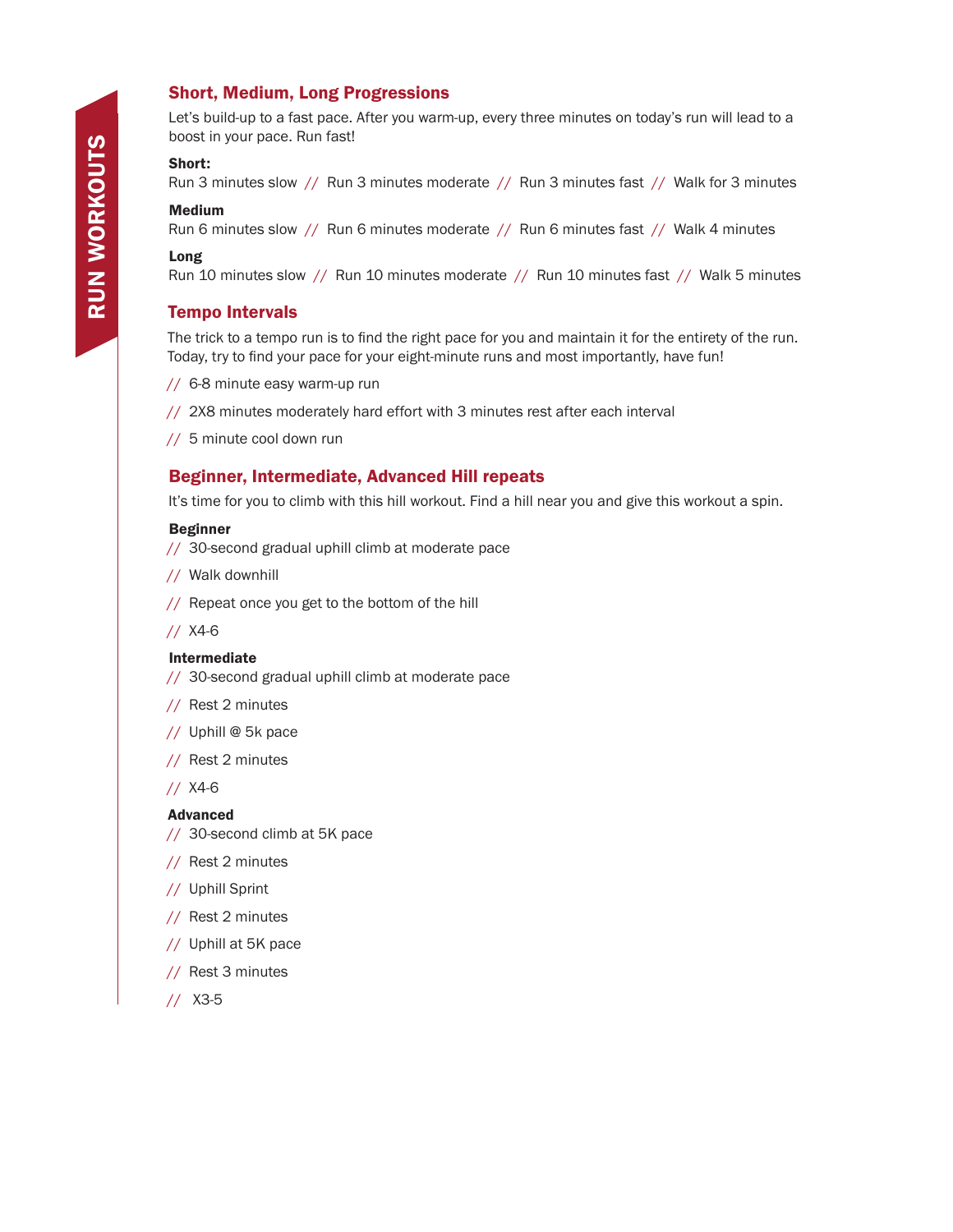## Short, Medium, Long Progressions

Let's build-up to a fast pace. After you warm-up, every three minutes on today's run will lead to a boost in your pace. Run fast!

**Short:**

Run 3 minutes slow // Run 3 minutes moderate // Run 3 minutes fast // Walk for 3 minutes

**Medium**

Run 6 minutes slow // Run 6 minutes moderate // Run 6 minutes fast // Walk 4 minutes

**Long**

Run 10 minutes slow // Run 10 minutes moderate // Run 10 minutes fast // Walk 5 minutes

## Tempo Intervals

The trick to a tempo run is to find the right pace for you and maintain it for the entirety of the run. Today, try to find your pace for your eight-minute runs and most importantly, have fun!

// 6-8 minute easy warm-up run

// 2X8 minutes moderately hard effort with 3 minutes rest after each interval

// 5 minute cool down run

## Beginner, Intermediate, Advanced Hill repeats

It's time for you to climb with this hill workout. Find a hill near you and give this workout a spin.

**Beginner**

// 30-second gradual uphill climb at moderate pace

// Walk downhill

// Repeat once you get to the bottom of the hill

// X4-6

**Intermediate**

// 30-second gradual uphill climb at moderate pace

// Rest 2 minutes

// Uphill @ 5k pace

// Rest 2 minutes

// X4-6

**Advanced**

// 30-second climb at 5K pace

// Rest 2 minutes

// Uphill Sprint

// Rest 2 minutes

// Uphill at 5K pace

// Rest 3 minutes

// X3-5

RUN WORKOUTS